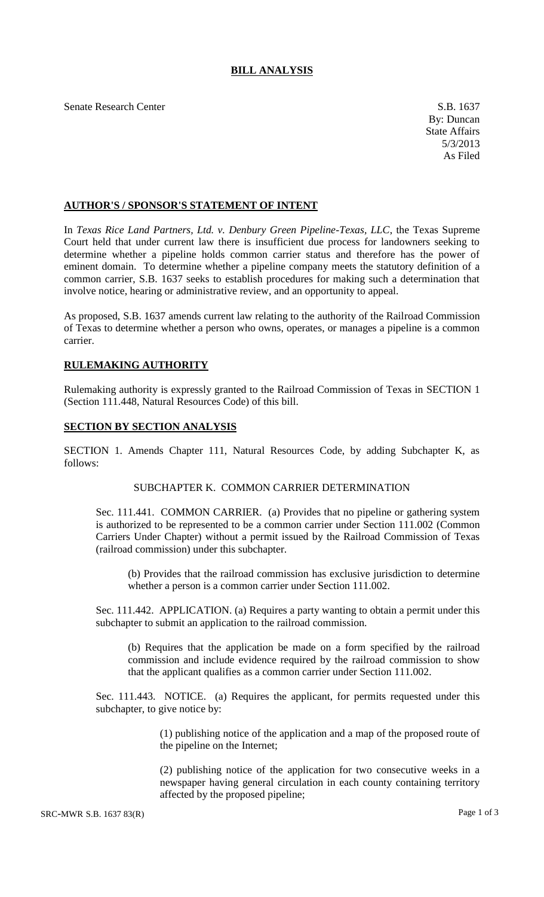# BILL ANALYSIS

Senate Research Center

S.B. 1637
By: Duncan
State Affairs
5/3/2013
As Filed

## AUTHOR'S / SPONSOR'S STATEMENT OF INTENT

In *Texas Rice Land Partners, Ltd. v. Denbury Green Pipeline-Texas, LLC*, the Texas Supreme Court held that under current law there is insufficient due process for landowners seeking to determine whether a pipeline holds common carrier status and therefore has the power of eminent domain. To determine whether a pipeline company meets the statutory definition of a common carrier, S.B. 1637 seeks to establish procedures for making such a determination that involve notice, hearing or administrative review, and an opportunity to appeal.

As proposed, S.B. 1637 amends current law relating to the authority of the Railroad Commission of Texas to determine whether a person who owns, operates, or manages a pipeline is a common carrier.

## RULEMAKING AUTHORITY

Rulemaking authority is expressly granted to the Railroad Commission of Texas in SECTION 1 (Section 111.448, Natural Resources Code) of this bill.

## SECTION BY SECTION ANALYSIS

SECTION 1. Amends Chapter 111, Natural Resources Code, by adding Subchapter K, as follows:

SUBCHAPTER K. COMMON CARRIER DETERMINATION

Sec. 111.441. COMMON CARRIER. (a) Provides that no pipeline or gathering system is authorized to be represented to be a common carrier under Section 111.002 (Common Carriers Under Chapter) without a permit issued by the Railroad Commission of Texas (railroad commission) under this subchapter.

(b) Provides that the railroad commission has exclusive jurisdiction to determine whether a person is a common carrier under Section 111.002.

Sec. 111.442. APPLICATION. (a) Requires a party wanting to obtain a permit under this subchapter to submit an application to the railroad commission.

(b) Requires that the application be made on a form specified by the railroad commission and include evidence required by the railroad commission to show that the applicant qualifies as a common carrier under Section 111.002.

Sec. 111.443. NOTICE. (a) Requires the applicant, for permits requested under this subchapter, to give notice by:

(1) publishing notice of the application and a map of the proposed route of the pipeline on the Internet;

(2) publishing notice of the application for two consecutive weeks in a newspaper having general circulation in each county containing territory affected by the proposed pipeline;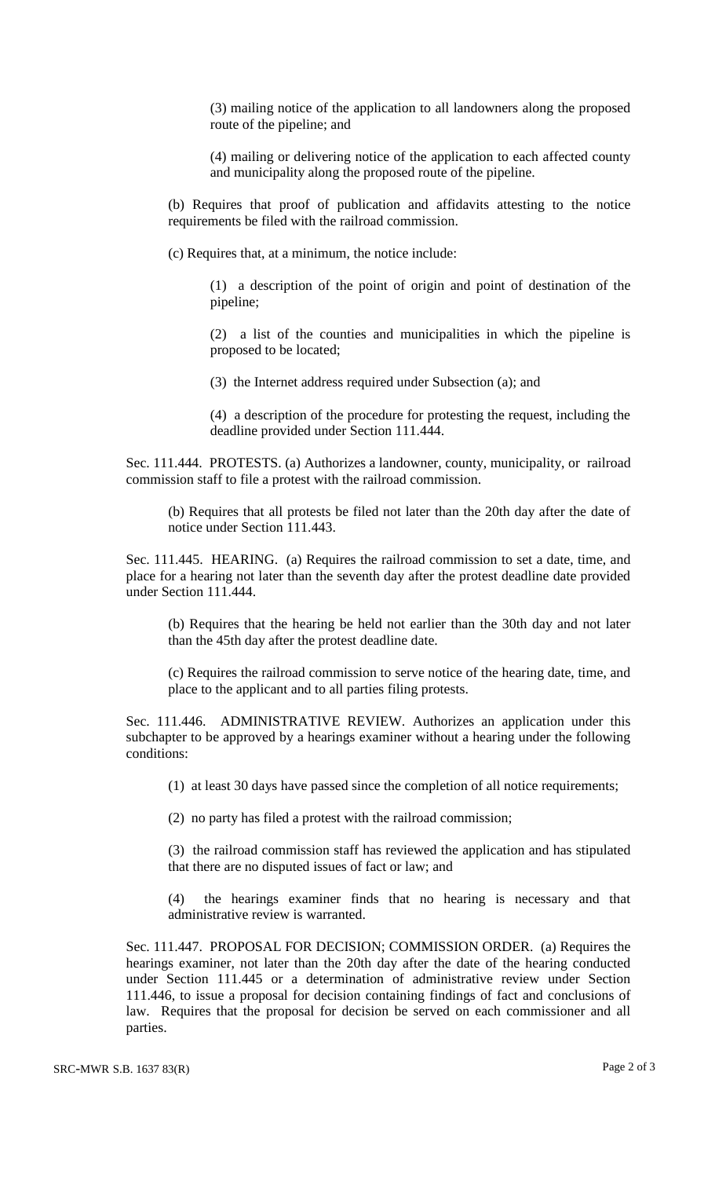(3) mailing notice of the application to all landowners along the proposed route of the pipeline; and

(4) mailing or delivering notice of the application to each affected county and municipality along the proposed route of the pipeline.

(b) Requires that proof of publication and affidavits attesting to the notice requirements be filed with the railroad commission.

(c) Requires that, at a minimum, the notice include:

(1) a description of the point of origin and point of destination of the pipeline;

(2) a list of the counties and municipalities in which the pipeline is proposed to be located;

(3) the Internet address required under Subsection (a); and

(4) a description of the procedure for protesting the request, including the deadline provided under Section 111.444.

Sec. 111.444. PROTESTS. (a) Authorizes a landowner, county, municipality, or railroad commission staff to file a protest with the railroad commission.

(b) Requires that all protests be filed not later than the 20th day after the date of notice under Section 111.443.

Sec. 111.445. HEARING. (a) Requires the railroad commission to set a date, time, and place for a hearing not later than the seventh day after the protest deadline date provided under Section 111.444.

(b) Requires that the hearing be held not earlier than the 30th day and not later than the 45th day after the protest deadline date.

(c) Requires the railroad commission to serve notice of the hearing date, time, and place to the applicant and to all parties filing protests.

Sec. 111.446. ADMINISTRATIVE REVIEW. Authorizes an application under this subchapter to be approved by a hearings examiner without a hearing under the following conditions:

(1) at least 30 days have passed since the completion of all notice requirements;

(2) no party has filed a protest with the railroad commission;

(3) the railroad commission staff has reviewed the application and has stipulated that there are no disputed issues of fact or law; and

(4) the hearings examiner finds that no hearing is necessary and that administrative review is warranted.

Sec. 111.447. PROPOSAL FOR DECISION; COMMISSION ORDER. (a) Requires the hearings examiner, not later than the 20th day after the date of the hearing conducted under Section 111.445 or a determination of administrative review under Section 111.446, to issue a proposal for decision containing findings of fact and conclusions of law. Requires that the proposal for decision be served on each commissioner and all parties.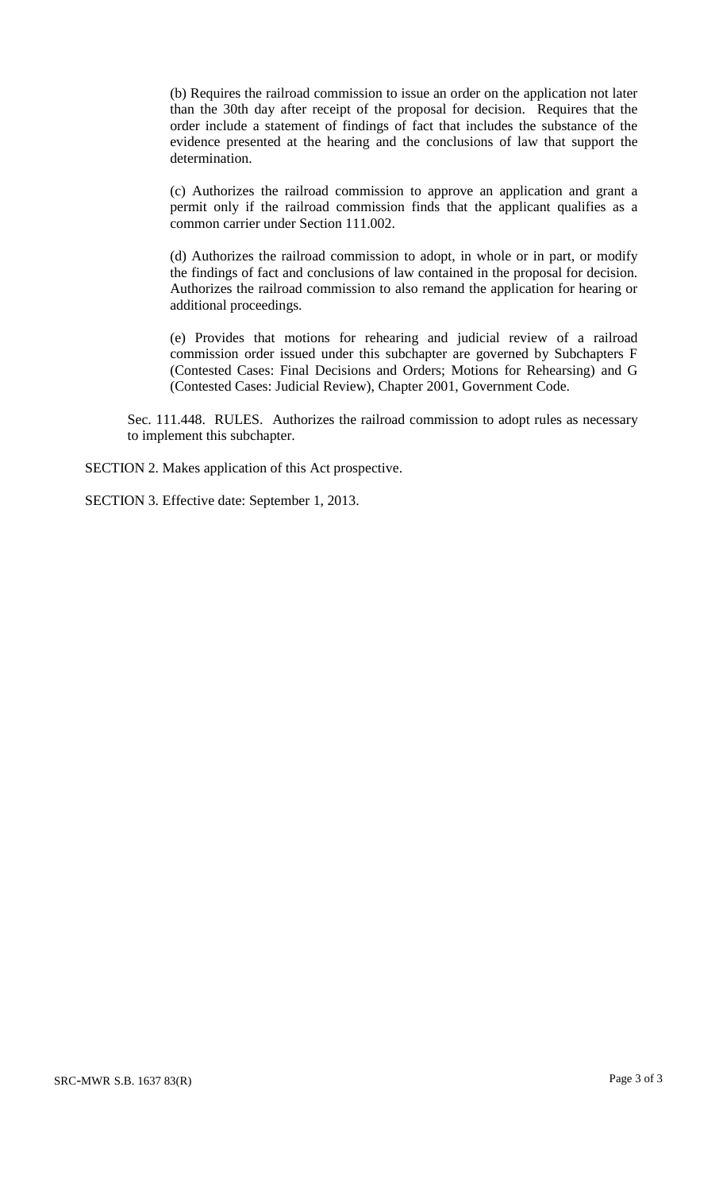(b) Requires the railroad commission to issue an order on the application not later than the 30th day after receipt of the proposal for decision. Requires that the order include a statement of findings of fact that includes the substance of the evidence presented at the hearing and the conclusions of law that support the determination.

(c) Authorizes the railroad commission to approve an application and grant a permit only if the railroad commission finds that the applicant qualifies as a common carrier under Section 111.002.

(d) Authorizes the railroad commission to adopt, in whole or in part, or modify the findings of fact and conclusions of law contained in the proposal for decision. Authorizes the railroad commission to also remand the application for hearing or additional proceedings.

(e) Provides that motions for rehearing and judicial review of a railroad commission order issued under this subchapter are governed by Subchapters F (Contested Cases: Final Decisions and Orders; Motions for Rehearsing) and G (Contested Cases: Judicial Review), Chapter 2001, Government Code.

Sec. 111.448. RULES. Authorizes the railroad commission to adopt rules as necessary to implement this subchapter.

SECTION 2. Makes application of this Act prospective.

SECTION 3. Effective date: September 1, 2013.

SRC-MWR S.B. 1637 83(R)